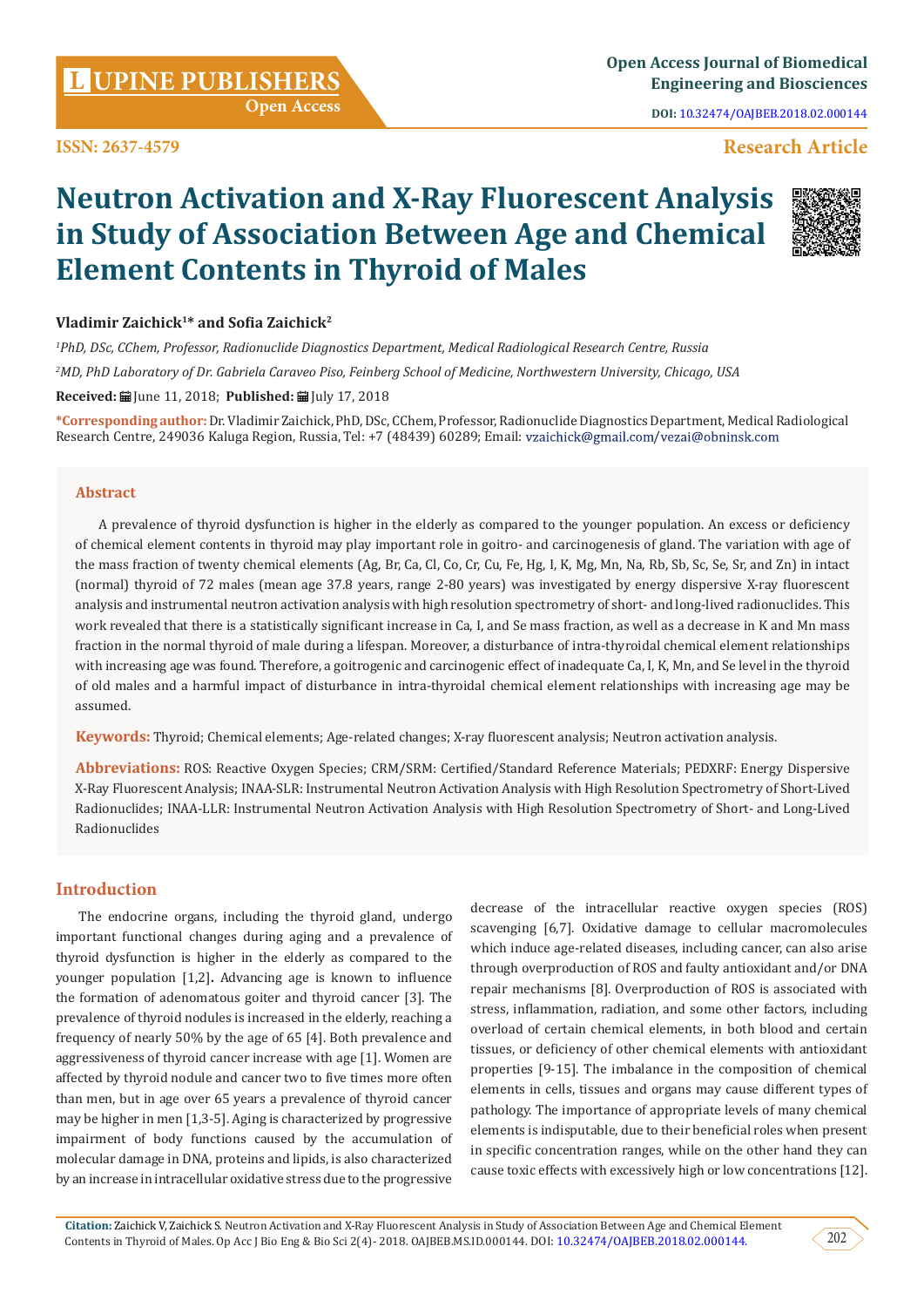Research Article

# Neutron Activation and X-Ray Fluorescent Analysis in Study of Association Between Age and Chemical Element Contents in Thyroid of Males

**Vladimir Zaichick[1]* and Sofia Zaichick[2]**

[1]*PhD, DSc, CChem, Professor, Radionuclide Diagnostics Department, Medical Radiological Research Centre, Russia*

[2]*MD, PhD Laboratory of Dr. Gabriela Caraveo Piso, Feinberg School of Medicine, Northwestern University, Chicago, USA*

**Received:** June 11, 2018; **Published:** July 17, 2018

***Corresponding author:** Dr. Vladimir Zaichick, PhD, DSc, CChem, Professor, Radionuclide Diagnostics Department, Medical Radiological Research Centre, 249036 Kaluga Region, Russia, Tel: +7 (48439) 60289; Email: vzaichick@gmail.com/vezai@obninsk.com

## Abstract

A prevalence of thyroid dysfunction is higher in the elderly as compared to the younger population. An excess or deficiency of chemical element contents in thyroid may play important role in goitro- and carcinogenesis of gland. The variation with age of the mass fraction of twenty chemical elements (Ag, Br, Ca, Cl, Co, Cr, Cu, Fe, Hg, I, K, Mg, Mn, Na, Rb, Sb, Sc, Se, Sr, and Zn) in intact (normal) thyroid of 72 males (mean age 37.8 years, range 2-80 years) was investigated by energy dispersive X-ray fluorescent analysis and instrumental neutron activation analysis with high resolution spectrometry of short- and long-lived radionuclides. This work revealed that there is a statistically significant increase in Ca, I, and Se mass fraction, as well as a decrease in K and Mn mass fraction in the normal thyroid of male during a lifespan. Moreover, a disturbance of intra-thyroidal chemical element relationships with increasing age was found. Therefore, a goitrogenic and carcinogenic effect of inadequate Ca, I, K, Mn, and Se level in the thyroid of old males and a harmful impact of disturbance in intra-thyroidal chemical element relationships with increasing age may be assumed.

**Keywords:** Thyroid; Chemical elements; Age-related changes; X-ray fluorescent analysis; Neutron activation analysis.

**Abbreviations:** ROS: Reactive Oxygen Species; CRM/SRM: Certified/Standard Reference Materials; PEDXRF: Energy Dispersive X-Ray Fluorescent Analysis; INAA-SLR: Instrumental Neutron Activation Analysis with High Resolution Spectrometry of Short-Lived Radionuclides; INAA-LLR: Instrumental Neutron Activation Analysis with High Resolution Spectrometry of Short- and Long-Lived Radionuclides

## Introduction

The endocrine organs, including the thyroid gland, undergo important functional changes during aging and a prevalence of thyroid dysfunction is higher in the elderly as compared to the younger population [1,2]**.** Advancing age is known to influence the formation of adenomatous goiter and thyroid cancer [3]. The prevalence of thyroid nodules is increased in the elderly, reaching a frequency of nearly 50% by the age of 65 [4]. Both prevalence and aggressiveness of thyroid cancer increase with age [1]. Women are affected by thyroid nodule and cancer two to five times more often than men, but in age over 65 years a prevalence of thyroid cancer may be higher in men [1,3-5]. Aging is characterized by progressive impairment of body functions caused by the accumulation of molecular damage in DNA, proteins and lipids, is also characterized by an increase in intracellular oxidative stress due to the progressive decrease of the intracellular reactive oxygen species (ROS) scavenging [6,7]. Oxidative damage to cellular macromolecules which induce age-related diseases, including cancer, can also arise through overproduction of ROS and faulty antioxidant and/or DNA repair mechanisms [8]. Overproduction of ROS is associated with stress, inflammation, radiation, and some other factors, including overload of certain chemical elements, in both blood and certain tissues, or deficiency of other chemical elements with antioxidant properties [9-15]. The imbalance in the composition of chemical elements in cells, tissues and organs may cause different types of pathology. The importance of appropriate levels of many chemical elements is indisputable, due to their beneficial roles when present in specific concentration ranges, while on the other hand they can cause toxic effects with excessively high or low concentrations [12].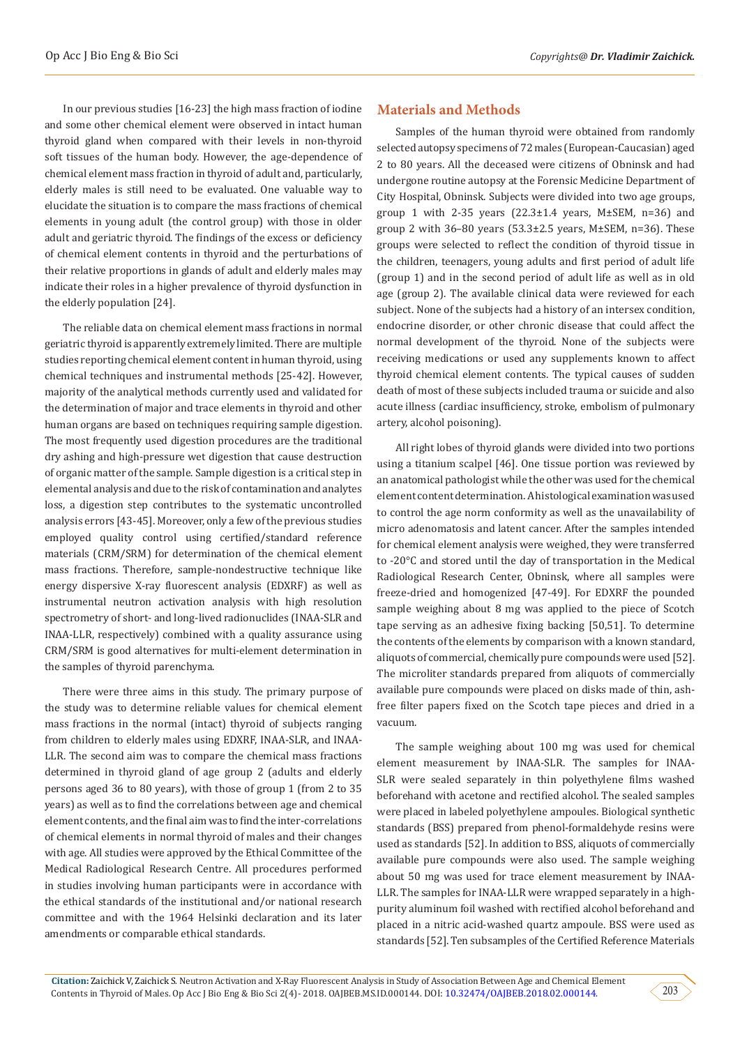In our previous studies [16-23] the high mass fraction of iodine and some other chemical element were observed in intact human thyroid gland when compared with their levels in non-thyroid soft tissues of the human body. However, the age-dependence of chemical element mass fraction in thyroid of adult and, particularly, elderly males is still need to be evaluated. One valuable way to elucidate the situation is to compare the mass fractions of chemical elements in young adult (the control group) with those in older adult and geriatric thyroid. The findings of the excess or deficiency of chemical element contents in thyroid and the perturbations of their relative proportions in glands of adult and elderly males may indicate their roles in a higher prevalence of thyroid dysfunction in the elderly population [24].

The reliable data on chemical element mass fractions in normal geriatric thyroid is apparently extremely limited. There are multiple studies reporting chemical element content in human thyroid, using chemical techniques and instrumental methods [25-42]. However, majority of the analytical methods currently used and validated for the determination of major and trace elements in thyroid and other human organs are based on techniques requiring sample digestion. The most frequently used digestion procedures are the traditional dry ashing and high-pressure wet digestion that cause destruction of organic matter of the sample. Sample digestion is a critical step in elemental analysis and due to the risk of contamination and analytes loss, a digestion step contributes to the systematic uncontrolled analysis errors [43-45]. Moreover, only a few of the previous studies employed quality control using certified/standard reference materials (CRM/SRM) for determination of the chemical element mass fractions. Therefore, sample-nondestructive technique like energy dispersive X-ray fluorescent analysis (EDXRF) as well as instrumental neutron activation analysis with high resolution spectrometry of short- and long-lived radionuclides (INAA-SLR and INAA-LLR, respectively) combined with a quality assurance using CRM/SRM is good alternatives for multi-element determination in the samples of thyroid parenchyma.

There were three aims in this study. The primary purpose of the study was to determine reliable values for chemical element mass fractions in the normal (intact) thyroid of subjects ranging from children to elderly males using EDXRF, INAA-SLR, and INAA-LLR. The second aim was to compare the chemical mass fractions determined in thyroid gland of age group 2 (adults and elderly persons aged 36 to 80 years), with those of group 1 (from 2 to 35 years) as well as to find the correlations between age and chemical element contents, and the final aim was to find the inter-correlations of chemical elements in normal thyroid of males and their changes with age. All studies were approved by the Ethical Committee of the Medical Radiological Research Centre. All procedures performed in studies involving human participants were in accordance with the ethical standards of the institutional and/or national research committee and with the 1964 Helsinki declaration and its later amendments or comparable ethical standards.

## Materials and Methods

Samples of the human thyroid were obtained from randomly selected autopsy specimens of 72 males (European-Caucasian) aged 2 to 80 years. All the deceased were citizens of Obninsk and had undergone routine autopsy at the Forensic Medicine Department of City Hospital, Obninsk. Subjects were divided into two age groups, group 1 with 2-35 years (22.3±1.4 years, M±SEM, n=36) and group 2 with 36–80 years (53.3±2.5 years, M±SEM, n=36). These groups were selected to reflect the condition of thyroid tissue in the children, teenagers, young adults and first period of adult life (group 1) and in the second period of adult life as well as in old age (group 2). The available clinical data were reviewed for each subject. None of the subjects had a history of an intersex condition, endocrine disorder, or other chronic disease that could affect the normal development of the thyroid. None of the subjects were receiving medications or used any supplements known to affect thyroid chemical element contents. The typical causes of sudden death of most of these subjects included trauma or suicide and also acute illness (cardiac insufficiency, stroke, embolism of pulmonary artery, alcohol poisoning).

All right lobes of thyroid glands were divided into two portions using a titanium scalpel [46]. One tissue portion was reviewed by an anatomical pathologist while the other was used for the chemical element content determination. A histological examination was used to control the age norm conformity as well as the unavailability of micro adenomatosis and latent cancer. After the samples intended for chemical element analysis were weighed, they were transferred to -20°C and stored until the day of transportation in the Medical Radiological Research Center, Obninsk, where all samples were freeze-dried and homogenized [47-49]. For EDXRF the pounded sample weighing about 8 mg was applied to the piece of Scotch tape serving as an adhesive fixing backing [50,51]. To determine the contents of the elements by comparison with a known standard, aliquots of commercial, chemically pure compounds were used [52]. The microliter standards prepared from aliquots of commercially available pure compounds were placed on disks made of thin, ash-free filter papers fixed on the Scotch tape pieces and dried in a vacuum.

The sample weighing about 100 mg was used for chemical element measurement by INAA-SLR. The samples for INAA-SLR were sealed separately in thin polyethylene films washed beforehand with acetone and rectified alcohol. The sealed samples were placed in labeled polyethylene ampoules. Biological synthetic standards (BSS) prepared from phenol-formaldehyde resins were used as standards [52]. In addition to BSS, aliquots of commercially available pure compounds were also used. The sample weighing about 50 mg was used for trace element measurement by INAA-LLR. The samples for INAA-LLR were wrapped separately in a high-purity aluminum foil washed with rectified alcohol beforehand and placed in a nitric acid-washed quartz ampoule. BSS were used as standards [52]. Ten subsamples of the Certified Reference Materials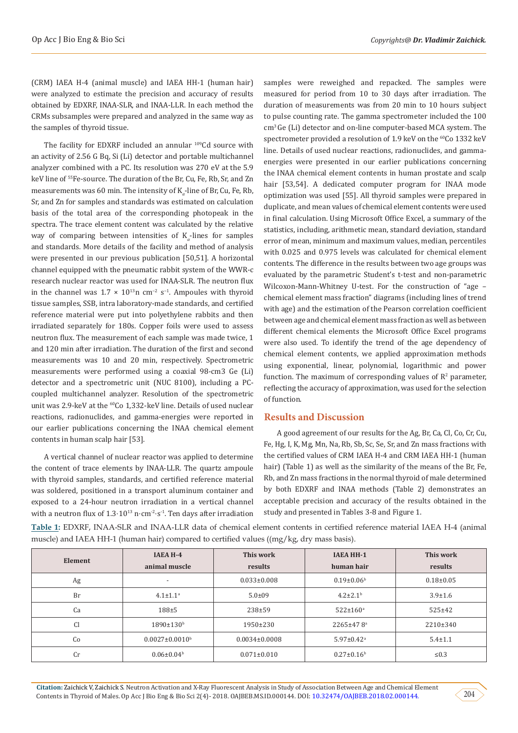(CRM) IAEA H-4 (animal muscle) and IAEA HH-1 (human hair) were analyzed to estimate the precision and accuracy of results obtained by EDXRF, INAA-SLR, and INAA-LLR. In each method the CRMs subsamples were prepared and analyzed in the same way as the samples of thyroid tissue.

The facility for EDXRF included an annular $^{109}$Cd source with an activity of 2.56 G Bq, Si (Li) detector and portable multichannel analyzer combined with a PC. Its resolution was 270 eV at the 5.9 keV line of $^{55}$Fe-source. The duration of the Br, Cu, Fe, Rb, Sr, and Zn measurements was 60 min. The intensity of $K_\alpha$-line of Br, Cu, Fe, Rb, Sr, and Zn for samples and standards was estimated on calculation basis of the total area of the corresponding photopeak in the spectra. The trace element content was calculated by the relative way of comparing between intensities of $K_\alpha$-lines for samples and standards. More details of the facility and method of analysis were presented in our previous publication [50,51]. A horizontal channel equipped with the pneumatic rabbit system of the WWR-c research nuclear reactor was used for INAA-SLR. The neutron flux in the channel was $1.7 \times 10^{13}$n cm$^{-2}$ s$^{-1}$. Ampoules with thyroid tissue samples, SSB, intra laboratory-made standards, and certified reference material were put into polyethylene rabbits and then irradiated separately for 180s. Copper foils were used to assess neutron flux. The measurement of each sample was made twice, 1 and 120 min after irradiation. The duration of the first and second measurements was 10 and 20 min, respectively. Spectrometric measurements were performed using a coaxial 98-cm3 Ge (Li) detector and a spectrometric unit (NUC 8100), including a PC-coupled multichannel analyzer. Resolution of the spectrometric unit was 2.9-keV at the $^{60}$Co 1,332-keV line. Details of used nuclear reactions, radionuclides, and gamma-energies were reported in our earlier publications concerning the INAA chemical element contents in human scalp hair [53].

A vertical channel of nuclear reactor was applied to determine the content of trace elements by INAA-LLR. The quartz ampoule with thyroid samples, standards, and certified reference material was soldered, positioned in a transport aluminum container and exposed to a 24-hour neutron irradiation in a vertical channel with a neutron flux of $1.3 \cdot 10^{13}$ n$\cdot$cm$^{-2}\cdot$s$^{-1}$. Ten days after irradiation samples were reweighed and repacked. The samples were measured for period from 10 to 30 days after irradiation. The duration of measurements was from 20 min to 10 hours subject to pulse counting rate. The gamma spectrometer included the 100 cm$^3$ Ge (Li) detector and on-line computer-based MCA system. The spectrometer provided a resolution of 1.9 keV on the $^{60}$Co 1332 keV line. Details of used nuclear reactions, radionuclides, and gamma-energies were presented in our earlier publications concerning the INAA chemical element contents in human prostate and scalp hair [53,54]. A dedicated computer program for INAA mode optimization was used [55]. All thyroid samples were prepared in duplicate, and mean values of chemical element contents were used in final calculation. Using Microsoft Office Excel, a summary of the statistics, including, arithmetic mean, standard deviation, standard error of mean, minimum and maximum values, median, percentiles with 0.025 and 0.975 levels was calculated for chemical element contents. The difference in the results between two age groups was evaluated by the parametric Student's t-test and non-parametric Wilcoxon-Mann-Whitney U-test. For the construction of "age – chemical element mass fraction" diagrams (including lines of trend with age) and the estimation of the Pearson correlation coefficient between age and chemical element mass fraction as well as between different chemical elements the Microsoft Office Excel programs were also used. To identify the trend of the age dependency of chemical element contents, we applied approximation methods using exponential, linear, polynomial, logarithmic and power function. The maximum of corresponding values of $R^2$ parameter, reflecting the accuracy of approximation, was used for the selection of function.

## Results and Discussion

A good agreement of our results for the Ag, Br, Ca, Cl, Co, Cr, Cu, Fe, Hg, I, K, Mg, Mn, Na, Rb, Sb, Sc, Se, Sr, and Zn mass fractions with the certified values of CRM IAEA H-4 and CRM IAEA HH-1 (human hair) (Table 1) as well as the similarity of the means of the Br, Fe, Rb, and Zn mass fractions in the normal thyroid of male determined by both EDXRF and INAA methods (Table 2) demonstrates an acceptable precision and accuracy of the results obtained in the study and presented in Tables 3-8 and Figure 1.

**Table 1:** EDXRF, INAA-SLR and INAA-LLR data of chemical element contents in certified reference material IAEA H-4 (animal muscle) and IAEA HH-1 (human hair) compared to certified values ((mg/kg, dry mass basis).

| Element | IAEA H-4 animal muscle | This work results | IAEA HH-1 human hair | This work results |
|---|---|---|---|---|
| Ag | - | 0.033±0.008 | 0.19±0.06[b] | 0.18±0.05 |
| Br | 4.1±1.1[a] | 5.0±09 | 4.2±2.1[b] | 3.9±1.6 |
| Ca | 188±5 | 238±59 | 522±160[a] | 525±42 |
| Cl | 1890±130[b] | 1950±230 | 2265±47 8[a] | 2210±340 |
| Co | 0.0027±0.0010[b] | 0.0034±0.0008 | 5.97±0.42[a] | 5.4±1.1 |
| Cr | 0.06±0.04[b] | 0.071±0.010 | 0.27±0.16[b] | ≤0.3 |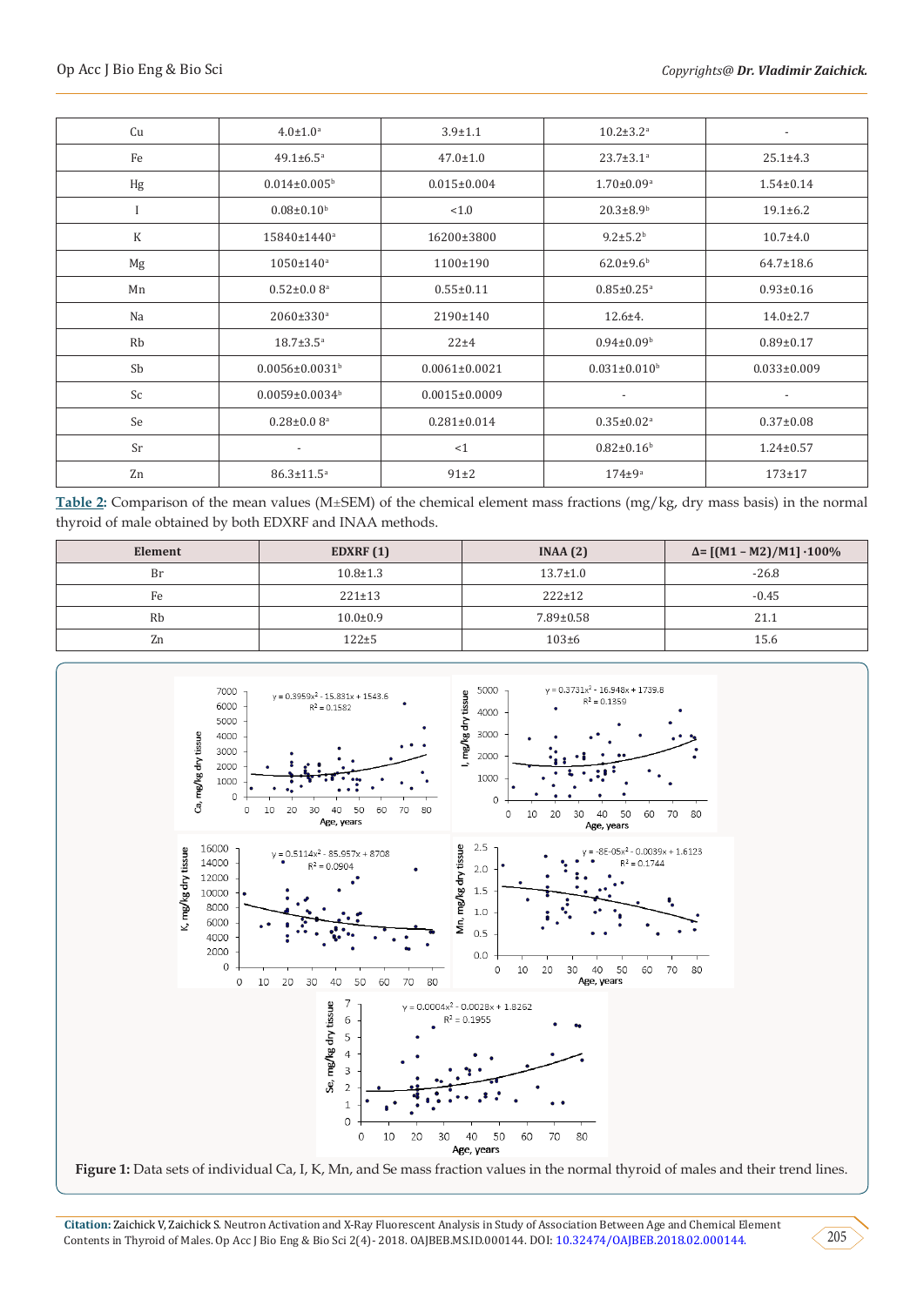| Cu | 4.0±1.0[a] | 3.9±1.1 | 10.2±3.2[a] | - |
|---|---|---|---|---|
| Fe | 49.1±6.5[a] | 47.0±1.0 | 23.7±3.1[a] | 25.1±4.3 |
| Hg | 0.014±0.005[b] | 0.015±0.004 | 1.70±0.09[a] | 1.54±0.14 |
| I | 0.08±0.10[b] | <1.0 | 20.3±8.9[b] | 19.1±6.2 |
| K | 15840±1440[a] | 16200±3800 | 9.2±5.2[b] | 10.7±4.0 |
| Mg | 1050±140[a] | 1100±190 | 62.0±9.6[b] | 64.7±18.6 |
| Mn | 0.52±0.0 8[a] | 0.55±0.11 | 0.85±0.25[a] | 0.93±0.16 |
| Na | 2060±330[a] | 2190±140 | 12.6±4. | 14.0±2.7 |
| Rb | 18.7±3.5[a] | 22±4 | 0.94±0.09[b] | 0.89±0.17 |
| Sb | 0.0056±0.0031[b] | 0.0061±0.0021 | 0.031±0.010[b] | 0.033±0.009 |
| Sc | 0.0059±0.0034[b] | 0.0015±0.0009 | - | - |
| Se | 0.28±0.0 8[a] | 0.281±0.014 | 0.35±0.02[a] | 0.37±0.08 |
| Sr | - | <1 | 0.82±0.16[b] | 1.24±0.57 |
| Zn | 86.3±11.5[a] | 91±2 | 174±9[a] | 173±17 |

**Table 2:** Comparison of the mean values (M±SEM) of the chemical element mass fractions (mg/kg, dry mass basis) in the normal thyroid of male obtained by both EDXRF and INAA methods.

| Element | EDXRF (1) | INAA (2) | Δ= [(M1 – M2)/M1] ·100% |
|---|---|---|---|
| Br | 10.8±1.3 | 13.7±1.0 | -26.8 |
| Fe | 221±13 | 222±12 | -0.45 |
| Rb | 10.0±0.9 | 7.89±0.58 | 21.1 |
| Zn | 122±5 | 103±6 | 15.6 |

**Figure 1:** Data sets of individual Ca, I, K, Mn, and Se mass fraction values in the normal thyroid of males and their trend lines.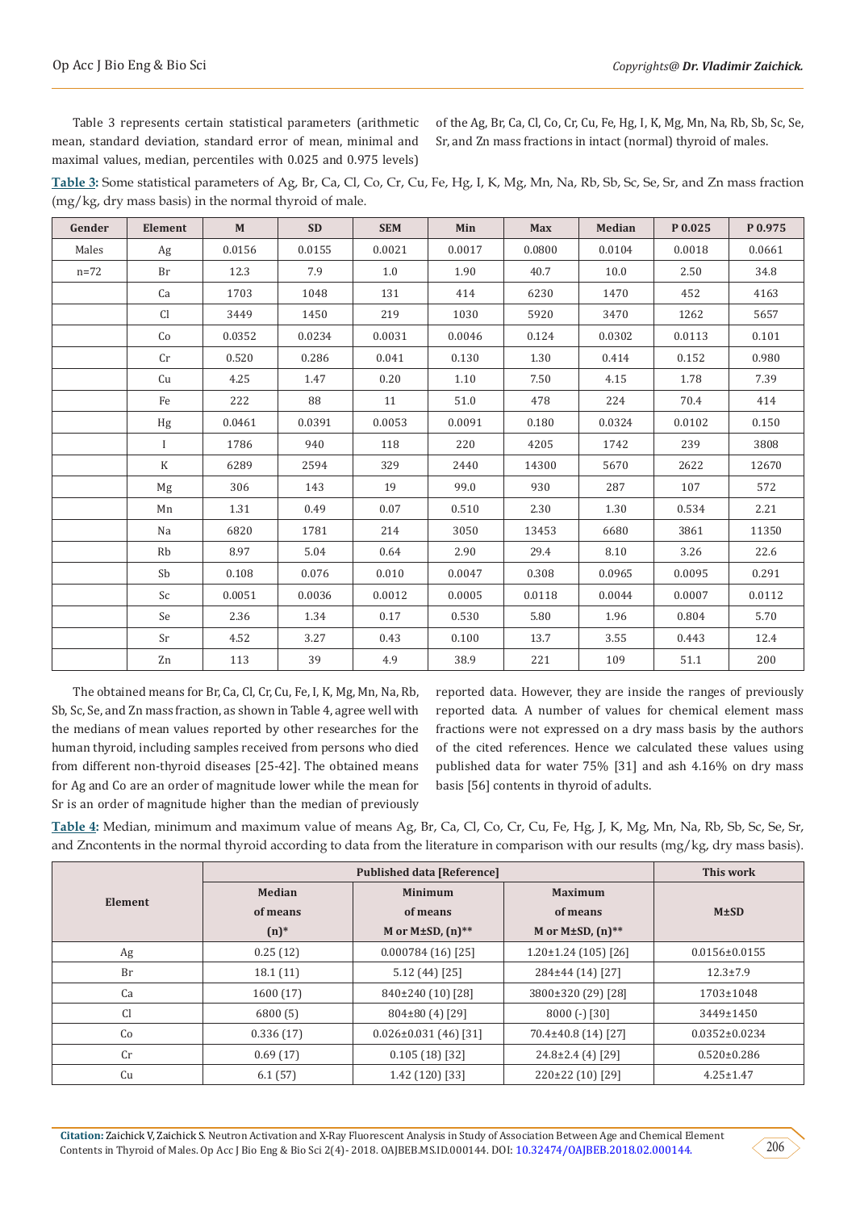Table 3 represents certain statistical parameters (arithmetic mean, standard deviation, standard error of mean, minimal and maximal values, median, percentiles with 0.025 and 0.975 levels) of the Ag, Br, Ca, Cl, Co, Cr, Cu, Fe, Hg, I, K, Mg, Mn, Na, Rb, Sb, Sc, Se, Sr, and Zn mass fractions in intact (normal) thyroid of males.

**Table 3:** Some statistical parameters of Ag, Br, Ca, Cl, Co, Cr, Cu, Fe, Hg, I, K, Mg, Mn, Na, Rb, Sb, Sc, Se, Sr, and Zn mass fraction (mg/kg, dry mass basis) in the normal thyroid of male.

| Gender | Element | M | SD | SEM | Min | Max | Median | P 0.025 | P 0.975 |
|---|---|---|---|---|---|---|---|---|---|
| Males | Ag | 0.0156 | 0.0155 | 0.0021 | 0.0017 | 0.0800 | 0.0104 | 0.0018 | 0.0661 |
| n=72 | Br | 12.3 | 7.9 | 1.0 | 1.90 | 40.7 | 10.0 | 2.50 | 34.8 |
| | Ca | 1703 | 1048 | 131 | 414 | 6230 | 1470 | 452 | 4163 |
| | Cl | 3449 | 1450 | 219 | 1030 | 5920 | 3470 | 1262 | 5657 |
| | Co | 0.0352 | 0.0234 | 0.0031 | 0.0046 | 0.124 | 0.0302 | 0.0113 | 0.101 |
| | Cr | 0.520 | 0.286 | 0.041 | 0.130 | 1.30 | 0.414 | 0.152 | 0.980 |
| | Cu | 4.25 | 1.47 | 0.20 | 1.10 | 7.50 | 4.15 | 1.78 | 7.39 |
| | Fe | 222 | 88 | 11 | 51.0 | 478 | 224 | 70.4 | 414 |
| | Hg | 0.0461 | 0.0391 | 0.0053 | 0.0091 | 0.180 | 0.0324 | 0.0102 | 0.150 |
| | I | 1786 | 940 | 118 | 220 | 4205 | 1742 | 239 | 3808 |
| | K | 6289 | 2594 | 329 | 2440 | 14300 | 5670 | 2622 | 12670 |
| | Mg | 306 | 143 | 19 | 99.0 | 930 | 287 | 107 | 572 |
| | Mn | 1.31 | 0.49 | 0.07 | 0.510 | 2.30 | 1.30 | 0.534 | 2.21 |
| | Na | 6820 | 1781 | 214 | 3050 | 13453 | 6680 | 3861 | 11350 |
| | Rb | 8.97 | 5.04 | 0.64 | 2.90 | 29.4 | 8.10 | 3.26 | 22.6 |
| | Sb | 0.108 | 0.076 | 0.010 | 0.0047 | 0.308 | 0.0965 | 0.0095 | 0.291 |
| | Sc | 0.0051 | 0.0036 | 0.0012 | 0.0005 | 0.0118 | 0.0044 | 0.0007 | 0.0112 |
| | Se | 2.36 | 1.34 | 0.17 | 0.530 | 5.80 | 1.96 | 0.804 | 5.70 |
| | Sr | 4.52 | 3.27 | 0.43 | 0.100 | 13.7 | 3.55 | 0.443 | 12.4 |
| | Zn | 113 | 39 | 4.9 | 38.9 | 221 | 109 | 51.1 | 200 |

The obtained means for Br, Ca, Cl, Cr, Cu, Fe, I, K, Mg, Mn, Na, Rb, Sb, Sc, Se, and Zn mass fraction, as shown in Table 4, agree well with the medians of mean values reported by other researches for the human thyroid, including samples received from persons who died from different non-thyroid diseases [25-42]. The obtained means for Ag and Co are an order of magnitude lower while the mean for Sr is an order of magnitude higher than the median of previously reported data. However, they are inside the ranges of previously reported data. A number of values for chemical element mass fractions were not expressed on a dry mass basis by the authors of the cited references. Hence we calculated these values using published data for water 75% [31] and ash 4.16% on dry mass basis [56] contents in thyroid of adults.

**Table 4:** Median, minimum and maximum value of means Ag, Br, Ca, Cl, Co, Cr, Cu, Fe, Hg, J, K, Mg, Mn, Na, Rb, Sb, Sc, Se, Sr, and Zncontents in the normal thyroid according to data from the literature in comparison with our results (mg/kg, dry mass basis).

| Element | Published data [Reference] | | | This work |
|---|---|---|---|---|
| | Median of means (n)* | Minimum of means M or M±SD, (n)** | Maximum of means M or M±SD, (n)** | M±SD |
| Ag | 0.25 (12) | 0.000784 (16) [25] | 1.20±1.24 (105) [26] | 0.0156±0.0155 |
| Br | 18.1 (11) | 5.12 (44) [25] | 284±44 (14) [27] | 12.3±7.9 |
| Ca | 1600 (17) | 840±240 (10) [28] | 3800±320 (29) [28] | 1703±1048 |
| Cl | 6800 (5) | 804±80 (4) [29] | 8000 (-) [30] | 3449±1450 |
| Co | 0.336 (17) | 0.026±0.031 (46) [31] | 70.4±40.8 (14) [27] | 0.0352±0.0234 |
| Cr | 0.69 (17) | 0.105 (18) [32] | 24.8±2.4 (4) [29] | 0.520±0.286 |
| Cu | 6.1 (57) | 1.42 (120) [33] | 220±22 (10) [29] | 4.25±1.47 |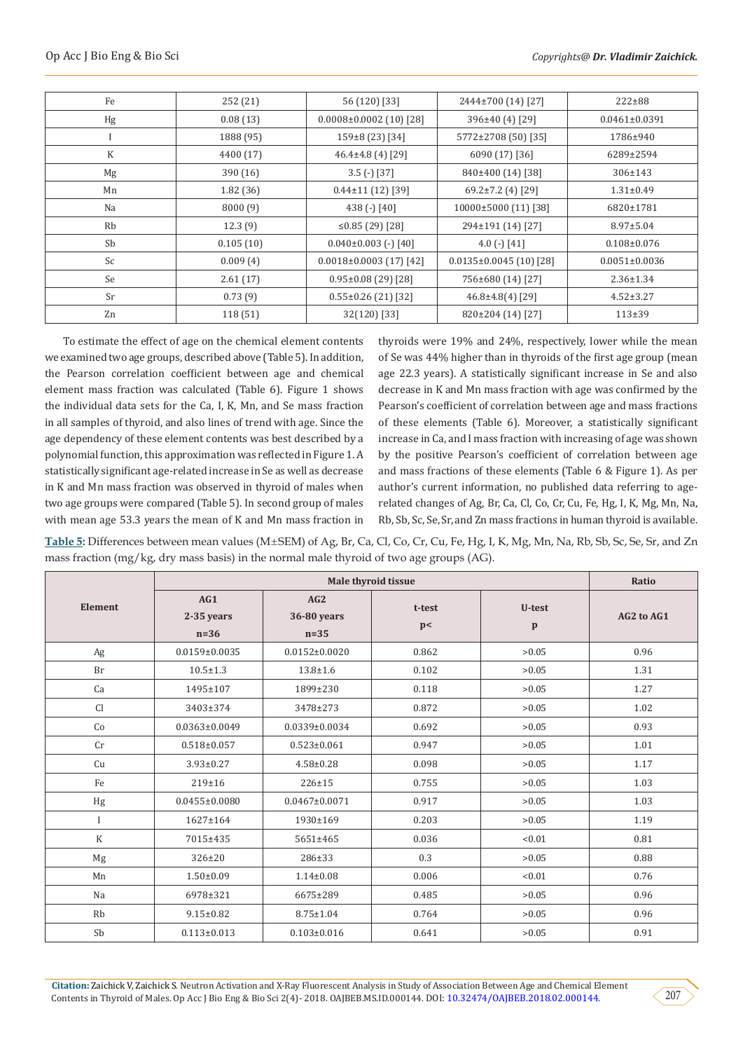| Fe | 252 (21) | 56 (120) [33] | 2444±700 (14) [27] | 222±88 |
|---|---|---|---|---|
| Hg | 0.08 (13) | 0.0008±0.0002 (10) [28] | 396±40 (4) [29] | 0.0461±0.0391 |
| I | 1888 (95) | 159±8 (23) [34] | 5772±2708 (50) [35] | 1786±940 |
| K | 4400 (17) | 46.4±4.8 (4) [29] | 6090 (17) [36] | 6289±2594 |
| Mg | 390 (16) | 3.5 (-) [37] | 840±400 (14) [38] | 306±143 |
| Mn | 1.82 (36) | 0.44±11 (12) [39] | 69.2±7.2 (4) [29] | 1.31±0.49 |
| Na | 8000 (9) | 438 (-) [40] | 10000±5000 (11) [38] | 6820±1781 |
| Rb | 12.3 (9) | ≤0.85 (29) [28] | 294±191 (14) [27] | 8.97±5.04 |
| Sb | 0.105 (10) | 0.040±0.003 (-) [40] | 4.0 (-) [41] | 0.108±0.076 |
| Sc | 0.009 (4) | 0.0018±0.0003 (17) [42] | 0.0135±0.0045 (10) [28] | 0.0051±0.0036 |
| Se | 2.61 (17) | 0.95±0.08 (29) [28] | 756±680 (14) [27] | 2.36±1.34 |
| Sr | 0.73 (9) | 0.55±0.26 (21) [32] | 46.8±4.8(4) [29] | 4.52±3.27 |
| Zn | 118 (51) | 32(120) [33] | 820±204 (14) [27] | 113±39 |

To estimate the effect of age on the chemical element contents we examined two age groups, described above (Table 5). In addition, the Pearson correlation coefficient between age and chemical element mass fraction was calculated (Table 6). Figure 1 shows the individual data sets for the Ca, I, K, Mn, and Se mass fraction in all samples of thyroid, and also lines of trend with age. Since the age dependency of these element contents was best described by a polynomial function, this approximation was reflected in Figure 1. A statistically significant age-related increase in Se as well as decrease in K and Mn mass fraction was observed in thyroid of males when two age groups were compared (Table 5). In second group of males with mean age 53.3 years the mean of K and Mn mass fraction in thyroids were 19% and 24%, respectively, lower while the mean of Se was 44% higher than in thyroids of the first age group (mean age 22.3 years). A statistically significant increase in Se and also decrease in K and Mn mass fraction with age was confirmed by the Pearson's coefficient of correlation between age and mass fractions of these elements (Table 6). Moreover, a statistically significant increase in Ca, and I mass fraction with increasing of age was shown by the positive Pearson's coefficient of correlation between age and mass fractions of these elements (Table 6 & Figure 1). As per author's current information, no published data referring to age-related changes of Ag, Br, Ca, Cl, Co, Cr, Cu, Fe, Hg, I, K, Mg, Mn, Na, Rb, Sb, Sc, Se, Sr, and Zn mass fractions in human thyroid is available.

**Table 5:** Differences between mean values (M±SEM) of Ag, Br, Ca, Cl, Co, Cr, Cu, Fe, Hg, I, K, Mg, Mn, Na, Rb, Sb, Sc, Se, Sr, and Zn mass fraction (mg/kg, dry mass basis) in the normal male thyroid of two age groups (AG).

| Element | Male thyroid tissue | | | | Ratio |
|---|---|---|---|---|---|
| | AG1 2-35 years n=36 | AG2 36-80 years n=35 | t-test p< | U-test p | AG2 to AG1 |
| Ag | 0.0159±0.0035 | 0.0152±0.0020 | 0.862 | >0.05 | 0.96 |
| Br | 10.5±1.3 | 13.8±1.6 | 0.102 | >0.05 | 1.31 |
| Ca | 1495±107 | 1899±230 | 0.118 | >0.05 | 1.27 |
| Cl | 3403±374 | 3478±273 | 0.872 | >0.05 | 1.02 |
| Co | 0.0363±0.0049 | 0.0339±0.0034 | 0.692 | >0.05 | 0.93 |
| Cr | 0.518±0.057 | 0.523±0.061 | 0.947 | >0.05 | 1.01 |
| Cu | 3.93±0.27 | 4.58±0.28 | 0.098 | >0.05 | 1.17 |
| Fe | 219±16 | 226±15 | 0.755 | >0.05 | 1.03 |
| Hg | 0.0455±0.0080 | 0.0467±0.0071 | 0.917 | >0.05 | 1.03 |
| I | 1627±164 | 1930±169 | 0.203 | >0.05 | 1.19 |
| K | 7015±435 | 5651±465 | 0.036 | <0.01 | 0.81 |
| Mg | 326±20 | 286±33 | 0.3 | >0.05 | 0.88 |
| Mn | 1.50±0.09 | 1.14±0.08 | 0.006 | <0.01 | 0.76 |
| Na | 6978±321 | 6675±289 | 0.485 | >0.05 | 0.96 |
| Rb | 9.15±0.82 | 8.75±1.04 | 0.764 | >0.05 | 0.96 |
| Sb | 0.113±0.013 | 0.103±0.016 | 0.641 | >0.05 | 0.91 |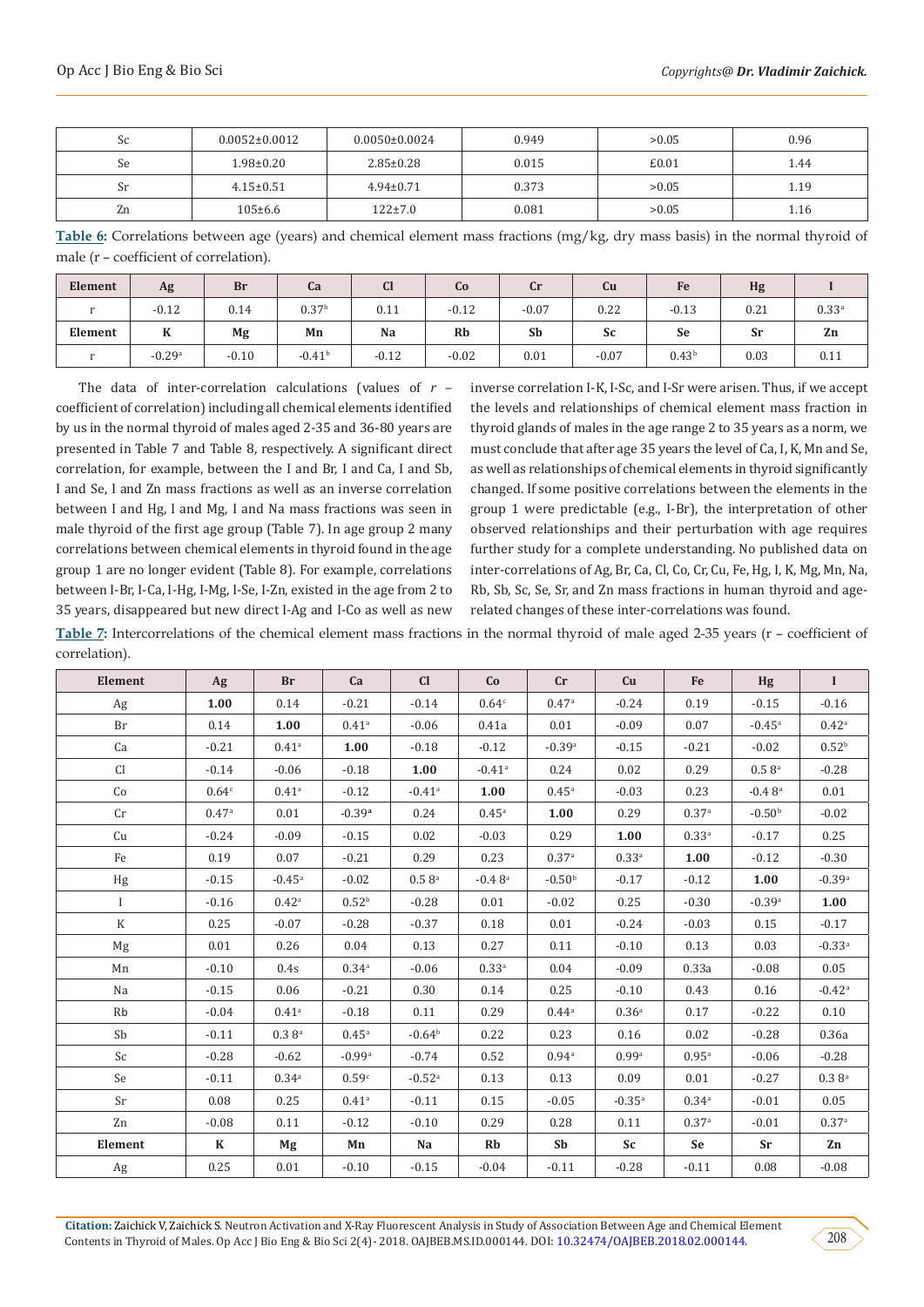| Sc | 0.0052±0.0012 | 0.0050±0.0024 | 0.949 | >0.05 | 0.96 |
|---|---|---|---|---|---|
| Se | 1.98±0.20 | 2.85±0.28 | 0.015 | £0.01 | 1.44 |
| Sr | 4.15±0.51 | 4.94±0.71 | 0.373 | >0.05 | 1.19 |
| Zn | 105±6.6 | 122±7.0 | 0.081 | >0.05 | 1.16 |

**Table 6:** Correlations between age (years) and chemical element mass fractions (mg/kg, dry mass basis) in the normal thyroid of male (r – coefficient of correlation).

| Element | Ag | Br | Ca | Cl | Co | Cr | Cu | Fe | Hg | I |
|---|---|---|---|---|---|---|---|---|---|---|
| r | -0.12 | 0.14 | 0.37[b] | 0.11 | -0.12 | -0.07 | 0.22 | -0.13 | 0.21 | 0.33[a] |
| **Element** | **K** | **Mg** | **Mn** | **Na** | **Rb** | **Sb** | **Sc** | **Se** | **Sr** | **Zn** |
| r | -0.29[a] | -0.10 | -0.41[b] | -0.12 | -0.02 | 0.01 | -0.07 | 0.43[b] | 0.03 | 0.11 |

The data of inter-correlation calculations (values of *r* – coefficient of correlation) including all chemical elements identified by us in the normal thyroid of males aged 2-35 and 36-80 years are presented in Table 7 and Table 8, respectively. A significant direct correlation, for example, between the I and Br, I and Ca, I and Sb, I and Se, I and Zn mass fractions as well as an inverse correlation between I and Hg, I and Mg, I and Na mass fractions was seen in male thyroid of the first age group (Table 7). In age group 2 many correlations between chemical elements in thyroid found in the age group 1 are no longer evident (Table 8). For example, correlations between I-Br, I-Ca, I-Hg, I-Mg, I-Se, I-Zn, existed in the age from 2 to 35 years, disappeared but new direct I-Ag and I-Co as well as new inverse correlation I-K, I-Sc, and I-Sr were arisen. Thus, if we accept the levels and relationships of chemical element mass fraction in thyroid glands of males in the age range 2 to 35 years as a norm, we must conclude that after age 35 years the level of Ca, I, K, Mn and Se, as well as relationships of chemical elements in thyroid significantly changed. If some positive correlations between the elements in the group 1 were predictable (e.g., I-Br), the interpretation of other observed relationships and their perturbation with age requires further study for a complete understanding. No published data on inter-correlations of Ag, Br, Ca, Cl, Co, Cr, Cu, Fe, Hg, I, K, Mg, Mn, Na, Rb, Sb, Sc, Se, Sr, and Zn mass fractions in human thyroid and age-related changes of these inter-correlations was found.

**Table 7:** Intercorrelations of the chemical element mass fractions in the normal thyroid of male aged 2-35 years (r – coefficient of correlation).

| Element | Ag | Br | Ca | Cl | Co | Cr | Cu | Fe | Hg | I |
|---|---|---|---|---|---|---|---|---|---|---|
| Ag | **1.00** | 0.14 | -0.21 | -0.14 | 0.64[c] | 0.47[a] | -0.24 | 0.19 | -0.15 | -0.16 |
| Br | 0.14 | **1.00** | 0.41[a] | -0.06 | 0.41a | 0.01 | -0.09 | 0.07 | -0.45[a] | 0.42[a] |
| Ca | -0.21 | 0.41[a] | **1.00** | -0.18 | -0.12 | -0.39[a] | -0.15 | -0.21 | -0.02 | 0.52[b] |
| Cl | -0.14 | -0.06 | -0.18 | **1.00** | -0.41[a] | 0.24 | 0.02 | 0.29 | 0.5 8[a] | -0.28 |
| Co | 0.64[c] | 0.41[a] | -0.12 | -0.41[a] | **1.00** | 0.45[a] | -0.03 | 0.23 | -0.4 8[a] | 0.01 |
| Cr | 0.47[a] | 0.01 | -0.39[a] | 0.24 | 0.45[a] | **1.00** | 0.29 | 0.37[a] | -0.50[b] | -0.02 |
| Cu | -0.24 | -0.09 | -0.15 | 0.02 | -0.03 | 0.29 | **1.00** | 0.33[a] | -0.17 | 0.25 |
| Fe | 0.19 | 0.07 | -0.21 | 0.29 | 0.23 | 0.37[a] | 0.33[a] | **1.00** | -0.12 | -0.30 |
| Hg | -0.15 | -0.45[a] | -0.02 | 0.5 8[a] | -0.4 8[a] | -0.50[b] | -0.17 | -0.12 | **1.00** | -0.39[a] |
| I | -0.16 | 0.42[a] | 0.52[b] | -0.28 | 0.01 | -0.02 | 0.25 | -0.30 | -0.39[a] | **1.00** |
| K | 0.25 | -0.07 | -0.28 | -0.37 | 0.18 | 0.01 | -0.24 | -0.03 | 0.15 | -0.17 |
| Mg | 0.01 | 0.26 | 0.04 | 0.13 | 0.27 | 0.11 | -0.10 | 0.13 | 0.03 | -0.33[a] |
| Mn | -0.10 | 0.4s | 0.34[a] | -0.06 | 0.33[a] | 0.04 | -0.09 | 0.33a | -0.08 | 0.05 |
| Na | -0.15 | 0.06 | -0.21 | 0.30 | 0.14 | 0.25 | -0.10 | 0.43 | 0.16 | -0.42[a] |
| Rb | -0.04 | 0.41[a] | -0.18 | 0.11 | 0.29 | 0.44[a] | 0.36[a] | 0.17 | -0.22 | 0.10 |
| Sb | -0.11 | 0.3 8[a] | 0.45[a] | -0.64[b] | 0.22 | 0.23 | 0.16 | 0.02 | -0.28 | 0.36a |
| Sc | -0.28 | -0.62 | -0.99[a] | -0.74 | 0.52 | 0.94[a] | 0.99[a] | 0.95[a] | -0.06 | -0.28 |
| Se | -0.11 | 0.34[a] | 0.59[c] | -0.52[a] | 0.13 | 0.13 | 0.09 | 0.01 | -0.27 | 0.3 8[a] |
| Sr | 0.08 | 0.25 | 0.41[a] | -0.11 | 0.15 | -0.05 | -0.35[a] | 0.34[a] | -0.01 | 0.05 |
| Zn | -0.08 | 0.11 | -0.12 | -0.10 | 0.29 | 0.28 | 0.11 | 0.37[a] | -0.01 | 0.37[a] |
| **Element** | **K** | **Mg** | **Mn** | **Na** | **Rb** | **Sb** | **Sc** | **Se** | **Sr** | **Zn** |
| Ag | 0.25 | 0.01 | -0.10 | -0.15 | -0.04 | -0.11 | -0.28 | -0.11 | 0.08 | -0.08 |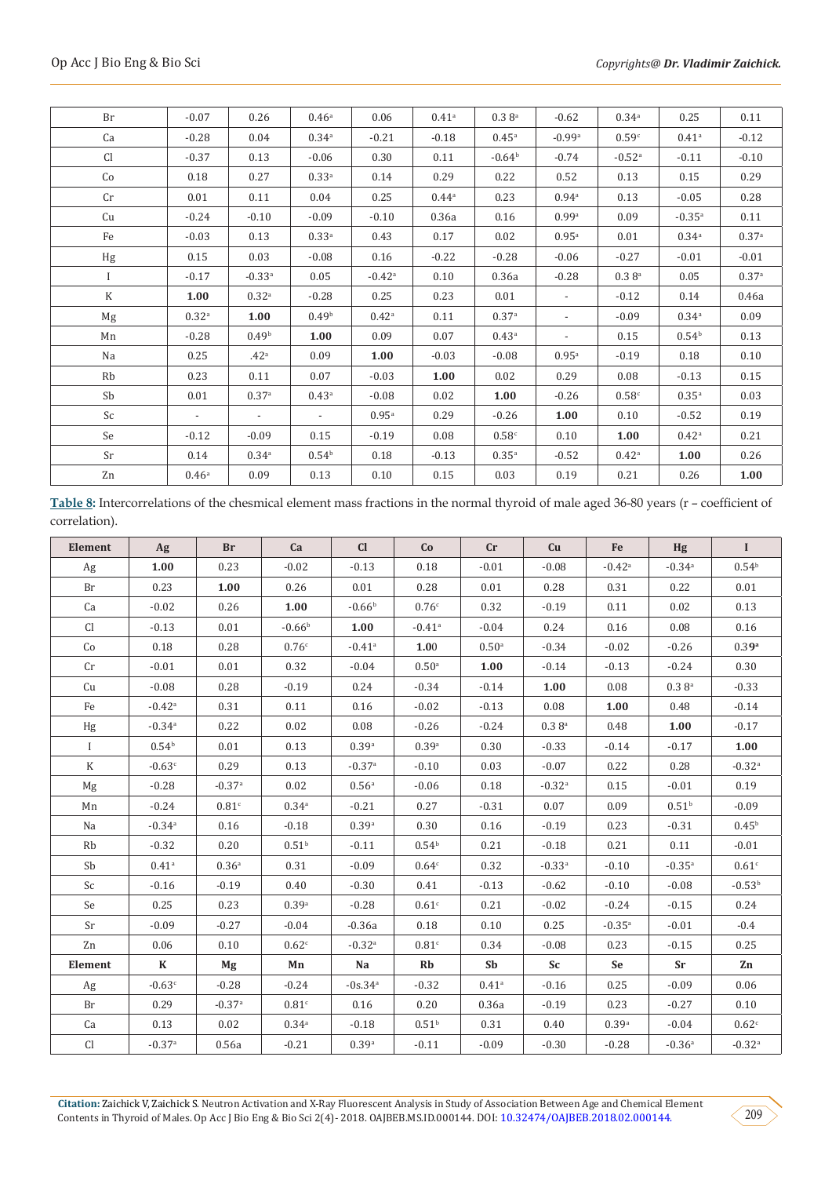| Br | -0.07 | 0.26 | 0.46[a] | 0.06 | 0.41[a] | 0.3 8[a] | -0.62 | 0.34[a] | 0.25 | 0.11 |
|---|---|---|---|---|---|---|---|---|---|---|
| Ca | -0.28 | 0.04 | 0.34[a] | -0.21 | -0.18 | 0.45[a] | -0.99[a] | 0.59[c] | 0.41[a] | -0.12 |
| Cl | -0.37 | 0.13 | -0.06 | 0.30 | 0.11 | -0.64[b] | -0.74 | -0.52[a] | -0.11 | -0.10 |
| Co | 0.18 | 0.27 | 0.33[a] | 0.14 | 0.29 | 0.22 | 0.52 | 0.13 | 0.15 | 0.29 |
| Cr | 0.01 | 0.11 | 0.04 | 0.25 | 0.44[a] | 0.23 | 0.94[a] | 0.13 | -0.05 | 0.28 |
| Cu | -0.24 | -0.10 | -0.09 | -0.10 | 0.36a | 0.16 | 0.99[a] | 0.09 | -0.35[a] | 0.11 |
| Fe | -0.03 | 0.13 | 0.33[a] | 0.43 | 0.17 | 0.02 | 0.95[a] | 0.01 | 0.34[a] | 0.37[a] |
| Hg | 0.15 | 0.03 | -0.08 | 0.16 | -0.22 | -0.28 | -0.06 | -0.27 | -0.01 | -0.01 |
| I | -0.17 | -0.33[a] | 0.05 | -0.42[a] | 0.10 | 0.36a | -0.28 | 0.3 8[a] | 0.05 | 0.37[a] |
| K | **1.00** | 0.32[a] | -0.28 | 0.25 | 0.23 | 0.01 | - | -0.12 | 0.14 | 0.46a |
| Mg | 0.32[a] | **1.00** | 0.49[b] | 0.42[a] | 0.11 | 0.37[a] | - | -0.09 | 0.34[a] | 0.09 |
| Mn | -0.28 | 0.49[b] | **1.00** | 0.09 | 0.07 | 0.43[a] | - | 0.15 | 0.54[b] | 0.13 |
| Na | 0.25 | .42[a] | 0.09 | **1.00** | -0.03 | -0.08 | 0.95[a] | -0.19 | 0.18 | 0.10 |
| Rb | 0.23 | 0.11 | 0.07 | -0.03 | **1.00** | 0.02 | 0.29 | 0.08 | -0.13 | 0.15 |
| Sb | 0.01 | 0.37[a] | 0.43[a] | -0.08 | 0.02 | **1.00** | -0.26 | 0.58[c] | 0.35[a] | 0.03 |
| Sc | - | - | - | 0.95[a] | 0.29 | -0.26 | **1.00** | 0.10 | -0.52 | 0.19 |
| Se | -0.12 | -0.09 | 0.15 | -0.19 | 0.08 | 0.58[c] | 0.10 | **1.00** | 0.42[a] | 0.21 |
| Sr | 0.14 | 0.34[a] | 0.54[b] | 0.18 | -0.13 | 0.35[a] | -0.52 | 0.42[a] | **1.00** | 0.26 |
| Zn | 0.46[a] | 0.09 | 0.13 | 0.10 | 0.15 | 0.03 | 0.19 | 0.21 | 0.26 | **1.00** |

**Table 8**: Intercorrelations of the chesmical element mass fractions in the normal thyroid of male aged 36-80 years (r – coefficient of correlation).

| Element | Ag | Br | Ca | Cl | Co | Cr | Cu | Fe | Hg | I |
|---|---|---|---|---|---|---|---|---|---|---|
| Ag | **1.00** | 0.23 | -0.02 | -0.13 | 0.18 | -0.01 | -0.08 | -0.42[a] | -0.34[a] | 0.54[b] |
| Br | 0.23 | **1.00** | 0.26 | 0.01 | 0.28 | 0.01 | 0.28 | 0.31 | 0.22 | 0.01 |
| Ca | -0.02 | 0.26 | **1.00** | -0.66[b] | 0.76[c] | 0.32 | -0.19 | 0.11 | 0.02 | 0.13 |
| Cl | -0.13 | 0.01 | -0.66[b] | **1.00** | -0.41[a] | -0.04 | 0.24 | 0.16 | 0.08 | 0.16 |
| Co | 0.18 | 0.28 | 0.76[c] | -0.41[a] | **1.00** | 0.50[a] | -0.34 | -0.02 | -0.26 | **0.39[a]** |
| Cr | -0.01 | 0.01 | 0.32 | -0.04 | 0.50[a] | **1.00** | -0.14 | -0.13 | -0.24 | 0.30 |
| Cu | -0.08 | 0.28 | -0.19 | 0.24 | -0.34 | -0.14 | **1.00** | 0.08 | 0.3 8[a] | -0.33 |
| Fe | -0.42[a] | 0.31 | 0.11 | 0.16 | -0.02 | -0.13 | 0.08 | **1.00** | 0.48 | -0.14 |
| Hg | -0.34[a] | 0.22 | 0.02 | 0.08 | -0.26 | -0.24 | 0.3 8[a] | 0.48 | **1.00** | -0.17 |
| I | 0.54[b] | 0.01 | 0.13 | 0.39[a] | 0.39[a] | 0.30 | -0.33 | -0.14 | -0.17 | **1.00** |
| K | -0.63[c] | 0.29 | 0.13 | -0.37[a] | -0.10 | 0.03 | -0.07 | 0.22 | 0.28 | -0.32[a] |
| Mg | -0.28 | -0.37[a] | 0.02 | 0.56[a] | -0.06 | 0.18 | -0.32[a] | 0.15 | -0.01 | 0.19 |
| Mn | -0.24 | 0.81[c] | 0.34[a] | -0.21 | 0.27 | -0.31 | 0.07 | 0.09 | 0.51[b] | -0.09 |
| Na | -0.34[a] | 0.16 | -0.18 | 0.39[a] | 0.30 | 0.16 | -0.19 | 0.23 | -0.31 | 0.45[b] |
| Rb | -0.32 | 0.20 | 0.51[b] | -0.11 | 0.54[b] | 0.21 | -0.18 | 0.21 | 0.11 | -0.01 |
| Sb | 0.41[a] | 0.36[a] | 0.31 | -0.09 | 0.64[c] | 0.32 | -0.33[a] | -0.10 | -0.35[a] | 0.61[c] |
| Sc | -0.16 | -0.19 | 0.40 | -0.30 | 0.41 | -0.13 | -0.62 | -0.10 | -0.08 | -0.53[b] |
| Se | 0.25 | 0.23 | 0.39[a] | -0.28 | 0.61[c] | 0.21 | -0.02 | -0.24 | -0.15 | 0.24 |
| Sr | -0.09 | -0.27 | -0.04 | -0.36a | 0.18 | 0.10 | 0.25 | -0.35[a] | -0.01 | -0.4 |
| Zn | 0.06 | 0.10 | 0.62[c] | -0.32[a] | 0.81[c] | 0.34 | -0.08 | 0.23 | -0.15 | 0.25 |
| **Element** | **K** | **Mg** | **Mn** | **Na** | **Rb** | **Sb** | **Sc** | **Se** | **Sr** | **Zn** |
| Ag | -0.63[c] | -0.28 | -0.24 | -0s.34[a] | -0.32 | 0.41[a] | -0.16 | 0.25 | -0.09 | 0.06 |
| Br | 0.29 | -0.37[a] | 0.81[c] | 0.16 | 0.20 | 0.36a | -0.19 | 0.23 | -0.27 | 0.10 |
| Ca | 0.13 | 0.02 | 0.34[a] | -0.18 | 0.51[b] | 0.31 | 0.40 | 0.39[a] | -0.04 | 0.62[c] |
| Cl | -0.37[a] | 0.56a | -0.21 | 0.39[a] | -0.11 | -0.09 | -0.30 | -0.28 | -0.36[a] | -0.32[a] |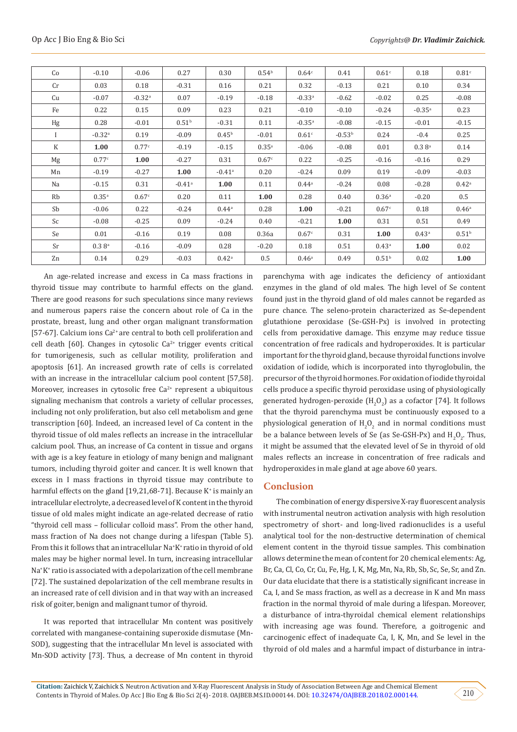| Co | -0.10 | -0.06 | 0.27 | 0.30 | 0.54[b] | 0.64[c] | 0.41 | 0.61[c] | 0.18 | 0.81[c] |
|---|---|---|---|---|---|---|---|---|---|---|
| Cr | 0.03 | 0.18 | -0.31 | 0.16 | 0.21 | 0.32 | -0.13 | 0.21 | 0.10 | 0.34 |
| Cu | -0.07 | -0.32[a] | 0.07 | -0.19 | -0.18 | -0.33[a] | -0.62 | -0.02 | 0.25 | -0.08 |
| Fe | 0.22 | 0.15 | 0.09 | 0.23 | 0.21 | -0.10 | -0.10 | -0.24 | -0.35[a] | 0.23 |
| Hg | 0.28 | -0.01 | 0.51[b] | -0.31 | 0.11 | -0.35[a] | -0.08 | -0.15 | -0.01 | -0.15 |
| I | -0.32[a] | 0.19 | -0.09 | 0.45[b] | -0.01 | 0.61[c] | -0.53[b] | 0.24 | -0.4 | 0.25 |
| K | **1.00** | 0.77[c] | -0.19 | -0.15 | 0.35[a] | -0.06 | -0.08 | 0.01 | 0.3 8[a] | 0.14 |
| Mg | 0.77[c] | **1.00** | -0.27 | 0.31 | 0.67[c] | 0.22 | -0.25 | -0.16 | -0.16 | 0.29 |
| Mn | -0.19 | -0.27 | **1.00** | -0.41[a] | 0.20 | -0.24 | 0.09 | 0.19 | -0.09 | -0.03 |
| Na | -0.15 | 0.31 | -0.41[a] | **1.00** | 0.11 | 0.44[a] | -0.24 | 0.08 | -0.28 | 0.42[a] |
| Rb | 0.35[a] | 0.67[c] | 0.20 | 0.11 | **1.00** | 0.28 | 0.40 | 0.36[a] | -0.20 | 0.5 |
| Sb | -0.06 | 0.22 | -0.24 | 0.44[a] | 0.28 | **1.00** | -0.21 | 0.67[c] | 0.18 | 0.46[a] |
| Sc | -0.08 | -0.25 | 0.09 | -0.24 | 0.40 | -0.21 | **1.00** | 0.31 | 0.51 | 0.49 |
| Se | 0.01 | -0.16 | 0.19 | 0.08 | 0.36a | 0.67[c] | 0.31 | **1.00** | 0.43[a] | 0.51[b] |
| Sr | 0.3 8[a] | -0.16 | -0.09 | 0.28 | -0.20 | 0.18 | 0.51 | 0.43[a] | **1.00** | 0.02 |
| Zn | 0.14 | 0.29 | -0.03 | 0.42[a] | 0.5 | 0.46[a] | 0.49 | 0.51[b] | 0.02 | **1.00** |

An age-related increase and excess in Ca mass fractions in thyroid tissue may contribute to harmful effects on the gland. There are good reasons for such speculations since many reviews and numerous papers raise the concern about role of Ca in the prostate, breast, lung and other organ malignant transformation [57-67]. Calcium ions $Ca^{2+}$ are central to both cell proliferation and cell death [60]. Changes in cytosolic $Ca^{2+}$ trigger events critical for tumorigenesis, such as cellular motility, proliferation and apoptosis [61]. An increased growth rate of cells is correlated with an increase in the intracellular calcium pool content [57,58]. Moreover, increases in cytosolic free $Ca^{2+}$ represent a ubiquitous signaling mechanism that controls a variety of cellular processes, including not only proliferation, but also cell metabolism and gene transcription [60]. Indeed, an increased level of Ca content in the thyroid tissue of old males reflects an increase in the intracellular calcium pool. Thus, an increase of Ca content in tissue and organs with age is a key feature in etiology of many benign and malignant tumors, including thyroid goiter and cancer. It is well known that excess in I mass fractions in thyroid tissue may contribute to harmful effects on the gland [19,21,68-71]. Because $K^+$ is mainly an intracellular electrolyte, a decreased level of K content in the thyroid tissue of old males might indicate an age-related decrease of ratio "thyroid cell mass – follicular colloid mass". From the other hand, mass fraction of Na does not change during a lifespan (Table 5). From this it follows that an intracellular $Na^+K^+$ ratio in thyroid of old males may be higher normal level. In turn, increasing intracellular $Na^+K^+$ ratio is associated with a depolarization of the cell membrane [72]. The sustained depolarization of the cell membrane results in an increased rate of cell division and in that way with an increased risk of goiter, benign and malignant tumor of thyroid.

It was reported that intracellular Mn content was positively correlated with manganese-containing superoxide dismutase (Mn-SOD), suggesting that the intracellular Mn level is associated with Mn-SOD activity [73]. Thus, a decrease of Mn content in thyroid parenchyma with age indicates the deficiency of antioxidant enzymes in the gland of old males. The high level of Se content found just in the thyroid gland of old males cannot be regarded as pure chance. The seleno-protein characterized as Se-dependent glutathione peroxidase (Se-GSH-Px) is involved in protecting cells from peroxidative damage. This enzyme may reduce tissue concentration of free radicals and hydroperoxides. It is particular important for the thyroid gland, because thyroidal functions involve oxidation of iodide, which is incorporated into thyroglobulin, the precursor of the thyroid hormones. For oxidation of iodide thyroidal cells produce a specific thyroid peroxidase using of physiologically generated hydrogen-peroxide ($H_2O_2$) as a cofactor [74]. It follows that the thyroid parenchyma must be continuously exposed to a physiological generation of $H_2O_2$ and in normal conditions must be a balance between levels of Se (as Se-GSH-Px) and $H_2O_2$. Thus, it might be assumed that the elevated level of Se in thyroid of old males reflects an increase in concentration of free radicals and hydroperoxides in male gland at age above 60 years.

## Conclusion

The combination of energy dispersive X-ray fluorescent analysis with instrumental neutron activation analysis with high resolution spectrometry of short- and long-lived radionuclides is a useful analytical tool for the non-destructive determination of chemical element content in the thyroid tissue samples. This combination allows determine the mean of content for 20 chemical elements: Ag, Br, Ca, Cl, Co, Cr, Cu, Fe, Hg, I, K, Mg, Mn, Na, Rb, Sb, Sc, Se, Sr, and Zn. Our data elucidate that there is a statistically significant increase in Ca, I, and Se mass fraction, as well as a decrease in K and Mn mass fraction in the normal thyroid of male during a lifespan. Moreover, a disturbance of intra-thyroidal chemical element relationships with increasing age was found. Therefore, a goitrogenic and carcinogenic effect of inadequate Ca, I, K, Mn, and Se level in the thyroid of old males and a harmful impact of disturbance in intra-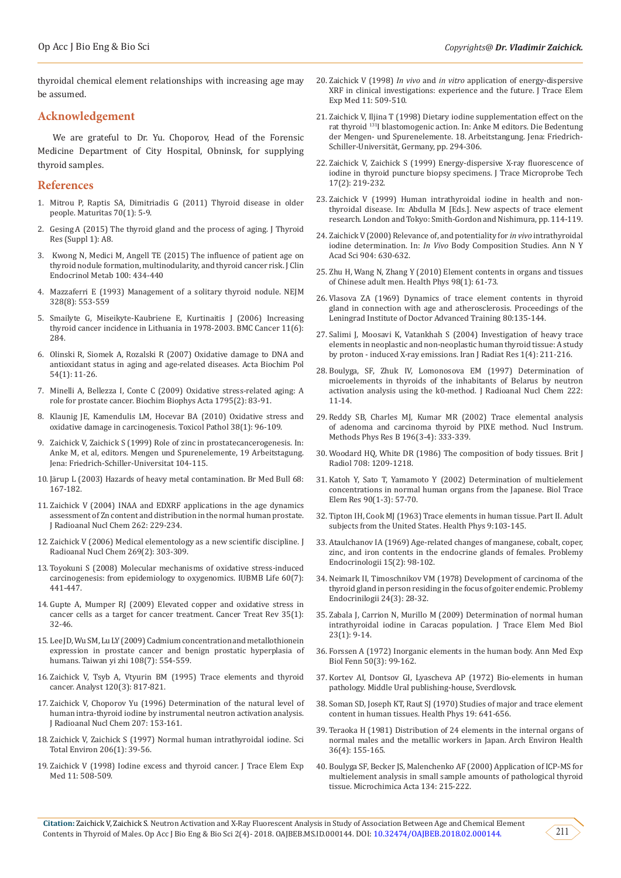thyroidal chemical element relationships with increasing age may be assumed.

## Acknowledgement

We are grateful to Dr. Yu. Choporov, Head of the Forensic Medicine Department of City Hospital, Obninsk, for supplying thyroid samples.

## References

1. Mitrou P, Raptis SA, Dimitriadis G (2011) Thyroid disease in older people. Maturitas 70(1): 5-9.
2. Gesing A (2015) The thyroid gland and the process of aging. J Thyroid Res (Suppl 1): A8.
3. Kwong N, Medici M, Angell TE (2015) The influence of patient age on thyroid nodule formation, multinodularity, and thyroid cancer risk. J Clin Endocrinol Metab 100: 434-440
4. Mazzaferri E (1993) Management of a solitary thyroid nodule. NEJM 328(8): 553-559
5. Smailyte G, Miseikyte-Kaubriene E, Kurtinaitis J (2006) Increasing thyroid cancer incidence in Lithuania in 1978-2003. BMC Cancer 11(6): 284.
6. Olinski R, Siomek A, Rozalski R (2007) Oxidative damage to DNA and antioxidant status in aging and age-related diseases. Acta Biochim Pol 54(1): 11-26.
7. Minelli A, Bellezza I, Conte C (2009) Oxidative stress-related aging: A role for prostate cancer. Biochim Biophys Acta 1795(2): 83-91.
8. Klaunig JE, Kamendulis LM, Hocevar BA (2010) Oxidative stress and oxidative damage in carcinogenesis. Toxicol Pathol 38(1): 96-109.
9. Zaichick V, Zaichick S (1999) Role of zinc in prostatecancerogenesis. In: Anke M, et al, editors. Mengen und Spurenelemente, 19 Arbeitstagung. Jena: Friedrich-Schiller-Universitat 104-115.
10. Järup L (2003) Hazards of heavy metal contamination. Br Med Bull 68: 167-182.
11. Zaichick V (2004) INAA and EDXRF applications in the age dynamics assessment of Zn content and distribution in the normal human prostate. J Radioanal Nucl Chem 262: 229-234.
12. Zaichick V (2006) Medical elementology as a new scientific discipline. J Radioanal Nucl Chem 269(2): 303-309.
13. Toyokuni S (2008) Molecular mechanisms of oxidative stress-induced carcinogenesis: from epidemiology to oxygenomics. IUBMB Life 60(7): 441-447.
14. Gupte A, Mumper RJ (2009) Elevated copper and oxidative stress in cancer cells as a target for cancer treatment. Cancer Treat Rev 35(1): 32-46.
15. Lee JD, Wu SM, Lu LY (2009) Cadmium concentration and metallothionein expression in prostate cancer and benign prostatic hyperplasia of humans. Taiwan yi zhi 108(7): 554-559.
16. Zaichick V, Tsyb A, Vtyurin BM (1995) Trace elements and thyroid cancer. Analyst 120(3): 817-821.
17. Zaichick V, Choporov Yu (1996) Determination of the natural level of human intra-thyroid iodine by instrumental neutron activation analysis. J Radioanal Nucl Chem 207: 153-161.
18. Zaichick V, Zaichick S (1997) Normal human intrathyroidal iodine. Sci Total Environ 206(1): 39-56.
19. Zaichick V (1998) Iodine excess and thyroid cancer. J Trace Elem Exp Med 11: 508-509.
20. Zaichick V (1998) *In vivo* and *in vitro* application of energy-dispersive XRF in clinical investigations: experience and the future. J Trace Elem Exp Med 11: 509-510.
21. Zaichick V, Iljina T (1998) Dietary iodine supplementation effect on the rat thyroid $^{131}$I blastomogenic action. In: Anke M editors. Die Bedentung der Mengen- und Spurenelemente. 18. Arbeitstangung. Jena: Friedrich-Schiller-Universität, Germany, pp. 294-306.
22. Zaichick V, Zaichick S (1999) Energy-dispersive X-ray fluorescence of iodine in thyroid puncture biopsy specimens. J Trace Microprobe Tech 17(2): 219-232.
23. Zaichick V (1999) Human intrathyroidal iodine in health and non-thyroidal disease. In: Abdulla M [Eds.]. New aspects of trace element research. London and Tokyo: Smith-Gordon and Nishimura, pp. 114-119.
24. Zaichick V (2000) Relevance of, and potentiality for *in vivo* intrathyroidal iodine determination. In: *In Vivo* Body Composition Studies. Ann N Y Acad Sci 904: 630-632.
25. Zhu H, Wang N, Zhang Y (2010) Element contents in organs and tissues of Chinese adult men. Health Phys 98(1): 61-73.
26. Vlasova ZA (1969) Dynamics of trace element contents in thyroid gland in connection with age and atherosclerosis. Proceedings of the Leningrad Institute of Doctor Advanced Training 80:135-144.
27. Salimi J, Moosavi K, Vatankhah S (2004) Investigation of heavy trace elements in neoplastic and non-neoplastic human thyroid tissue: A study by proton - induced X-ray emissions. Iran J Radiat Res 1(4): 211-216.
28. Boulyga, SF, Zhuk IV, Lomonosova EM (1997) Determination of microelements in thyroids of the inhabitants of Belarus by neutron activation analysis using the k0-method. J Radioanal Nucl Chem 222: 11-14.
29. Reddy SB, Charles MJ, Kumar MR (2002) Trace elemental analysis of adenoma and carcinoma thyroid by PIXE method. Nucl Instrum. Methods Phys Res B 196(3-4): 333-339.
30. Woodard HQ, White DR (1986) The composition of body tissues. Brit J Radiol 708: 1209-1218.
31. Katoh Y, Sato T, Yamamoto Y (2002) Determination of multielement concentrations in normal human organs from the Japanese. Biol Trace Elem Res 90(1-3): 57-70.
32. Tipton IH, Cook MJ (1963) Trace elements in human tissue. Part II. Adult subjects from the United States. Health Phys 9:103-145.
33. Ataulchanov IA (1969) Age-related changes of manganese, cobalt, coper, zinc, and iron contents in the endocrine glands of females. Problemy Endocrinologii 15(2): 98-102.
34. Neimark II, Timoschnikov VM (1978) Development of carcinoma of the thyroid gland in person residing in the focus of goiter endemic. Problemy Endocrinilogii 24(3): 28-32.
35. Zabala J, Carrion N, Murillo M (2009) Determination of normal human intrathyroidal iodine in Caracas population. J Trace Elem Med Biol 23(1): 9-14.
36. Forssen A (1972) Inorganic elements in the human body. Ann Med Exp Biol Fenn 50(3): 99-162.
37. Kortev AI, Dontsov GI, Lyascheva AP (1972) Bio-elements in human pathology. Middle Ural publishing-house, Sverdlovsk.
38. Soman SD, Joseph KT, Raut SJ (1970) Studies of major and trace element content in human tissues. Health Phys 19: 641-656.
39. Teraoka H (1981) Distribution of 24 elements in the internal organs of normal males and the metallic workers in Japan. Arch Environ Health 36(4): 155-165.
40. Boulyga SF, Becker JS, Malenchenko AF (2000) Application of ICP-MS for multielement analysis in small sample amounts of pathological thyroid tissue. Microchimica Acta 134: 215-222.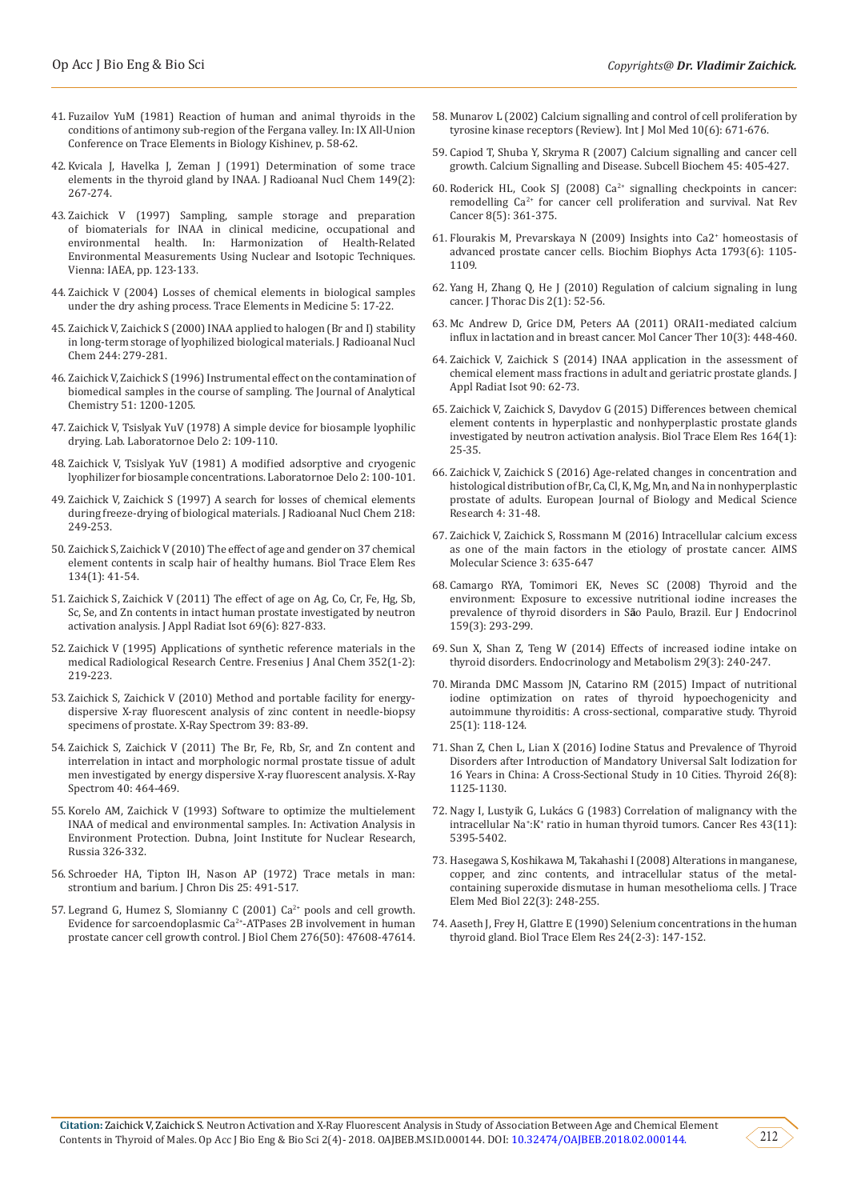41. Fuzailov YuM (1981) Reaction of human and animal thyroids in the conditions of antimony sub-region of the Fergana valley. In: IX All-Union Conference on Trace Elements in Biology Kishinev, p. 58-62.

42. Kvicala J, Havelka J, Zeman J (1991) Determination of some trace elements in the thyroid gland by INAA. J Radioanal Nucl Chem 149(2): 267-274.

43. Zaichick V (1997) Sampling, sample storage and preparation of biomaterials for INAA in clinical medicine, occupational and environmental health. In: Harmonization of Health-Related Environmental Measurements Using Nuclear and Isotopic Techniques. Vienna: IAEA, pp. 123-133.

44. Zaichick V (2004) Losses of chemical elements in biological samples under the dry ashing process. Trace Elements in Medicine 5: 17-22.

45. Zaichick V, Zaichick S (2000) INAA applied to halogen (Br and I) stability in long-term storage of lyophilized biological materials. J Radioanal Nucl Chem 244: 279-281.

46. Zaichick V, Zaichick S (1996) Instrumental effect on the contamination of biomedical samples in the course of sampling. The Journal of Analytical Chemistry 51: 1200-1205.

47. Zaichick V, Tsislyak YuV (1978) A simple device for biosample lyophilic drying. Lab. Laboratornoe Delo 2: 109-110.

48. Zaichick V, Tsislyak YuV (1981) A modified adsorptive and cryogenic lyophilizer for biosample concentrations. Laboratornoe Delo 2: 100-101.

49. Zaichick V, Zaichick S (1997) A search for losses of chemical elements during freeze-drying of biological materials. J Radioanal Nucl Chem 218: 249-253.

50. Zaichick S, Zaichick V (2010) The effect of age and gender on 37 chemical element contents in scalp hair of healthy humans. Biol Trace Elem Res 134(1): 41-54.

51. Zaichick S, Zaichick V (2011) The effect of age on Ag, Co, Cr, Fe, Hg, Sb, Sc, Se, and Zn contents in intact human prostate investigated by neutron activation analysis. J Appl Radiat Isot 69(6): 827-833.

52. Zaichick V (1995) Applications of synthetic reference materials in the medical Radiological Research Centre. Fresenius J Anal Chem 352(1-2): 219-223.

53. Zaichick S, Zaichick V (2010) Method and portable facility for energy-dispersive X-ray fluorescent analysis of zinc content in needle-biopsy specimens of prostate. X-Ray Spectrom 39: 83-89.

54. Zaichick S, Zaichick V (2011) The Br, Fe, Rb, Sr, and Zn content and interrelation in intact and morphologic normal prostate tissue of adult men investigated by energy dispersive X-ray fluorescent analysis. X-Ray Spectrom 40: 464-469.

55. Korelo AM, Zaichick V (1993) Software to optimize the multielement INAA of medical and environmental samples. In: Activation Analysis in Environment Protection. Dubna, Joint Institute for Nuclear Research, Russia 326-332.

56. Schroeder HA, Tipton IH, Nason AP (1972) Trace metals in man: strontium and barium. J Chron Dis 25: 491-517.

57. Legrand G, Humez S, Slomianny C (2001) $Ca^{2+}$ pools and cell growth. Evidence for sarcoendoplasmic $Ca^{2+}$-ATPases 2B involvement in human prostate cancer cell growth control. J Biol Chem 276(50): 47608-47614.

58. Munarov L (2002) Calcium signalling and control of cell proliferation by tyrosine kinase receptors (Review). Int J Mol Med 10(6): 671-676.

59. Capiod T, Shuba Y, Skryma R (2007) Calcium signalling and cancer cell growth. Calcium Signalling and Disease. Subcell Biochem 45: 405-427.

60. Roderick HL, Cook SJ (2008) $Ca^{2+}$ signalling checkpoints in cancer: remodelling $Ca^{2+}$ for cancer cell proliferation and survival. Nat Rev Cancer 8(5): 361-375.

61. Flourakis M, Prevarskaya N (2009) Insights into $Ca^{2+}$ homeostasis of advanced prostate cancer cells. Biochim Biophys Acta 1793(6): 1105-1109.

62. Yang H, Zhang Q, He J (2010) Regulation of calcium signaling in lung cancer. J Thorac Dis 2(1): 52-56.

63. Mc Andrew D, Grice DM, Peters AA (2011) ORAI1-mediated calcium influx in lactation and in breast cancer. Mol Cancer Ther 10(3): 448-460.

64. Zaichick V, Zaichick S (2014) INAA application in the assessment of chemical element mass fractions in adult and geriatric prostate glands. J Appl Radiat Isot 90: 62-73.

65. Zaichick V, Zaichick S, Davydov G (2015) Differences between chemical element contents in hyperplastic and nonhyperplastic prostate glands investigated by neutron activation analysis. Biol Trace Elem Res 164(1): 25-35.

66. Zaichick V, Zaichick S (2016) Age-related changes in concentration and histological distribution of Br, Ca, Cl, K, Mg, Mn, and Na in nonhyperplastic prostate of adults. European Journal of Biology and Medical Science Research 4: 31-48.

67. Zaichick V, Zaichick S, Rossmann M (2016) Intracellular calcium excess as one of the main factors in the etiology of prostate cancer. AIMS Molecular Science 3: 635-647

68. Camargo RYA, Tomimori EK, Neves SC (2008) Thyroid and the environment: Exposure to excessive nutritional iodine increases the prevalence of thyroid disorders in São Paulo, Brazil. Eur J Endocrinol 159(3): 293-299.

69. Sun X, Shan Z, Teng W (2014) Effects of increased iodine intake on thyroid disorders. Endocrinology and Metabolism 29(3): 240-247.

70. Miranda DMC Massom JN, Catarino RM (2015) Impact of nutritional iodine optimization on rates of thyroid hypoechogenicity and autoimmune thyroiditis: A cross-sectional, comparative study. Thyroid 25(1): 118-124.

71. Shan Z, Chen L, Lian X (2016) Iodine Status and Prevalence of Thyroid Disorders after Introduction of Mandatory Universal Salt Iodization for 16 Years in China: A Cross-Sectional Study in 10 Cities. Thyroid 26(8): 1125-1130.

72. Nagy I, Lustyik G, Lukács G (1983) Correlation of malignancy with the intracellular $Na^{+}$:$K^{+}$ ratio in human thyroid tumors. Cancer Res 43(11): 5395-5402.

73. Hasegawa S, Koshikawa M, Takahashi I (2008) Alterations in manganese, copper, and zinc contents, and intracellular status of the metal-containing superoxide dismutase in human mesothelioma cells. J Trace Elem Med Biol 22(3): 248-255.

74. Aaseth J, Frey H, Glattre E (1990) Selenium concentrations in the human thyroid gland. Biol Trace Elem Res 24(2-3): 147-152.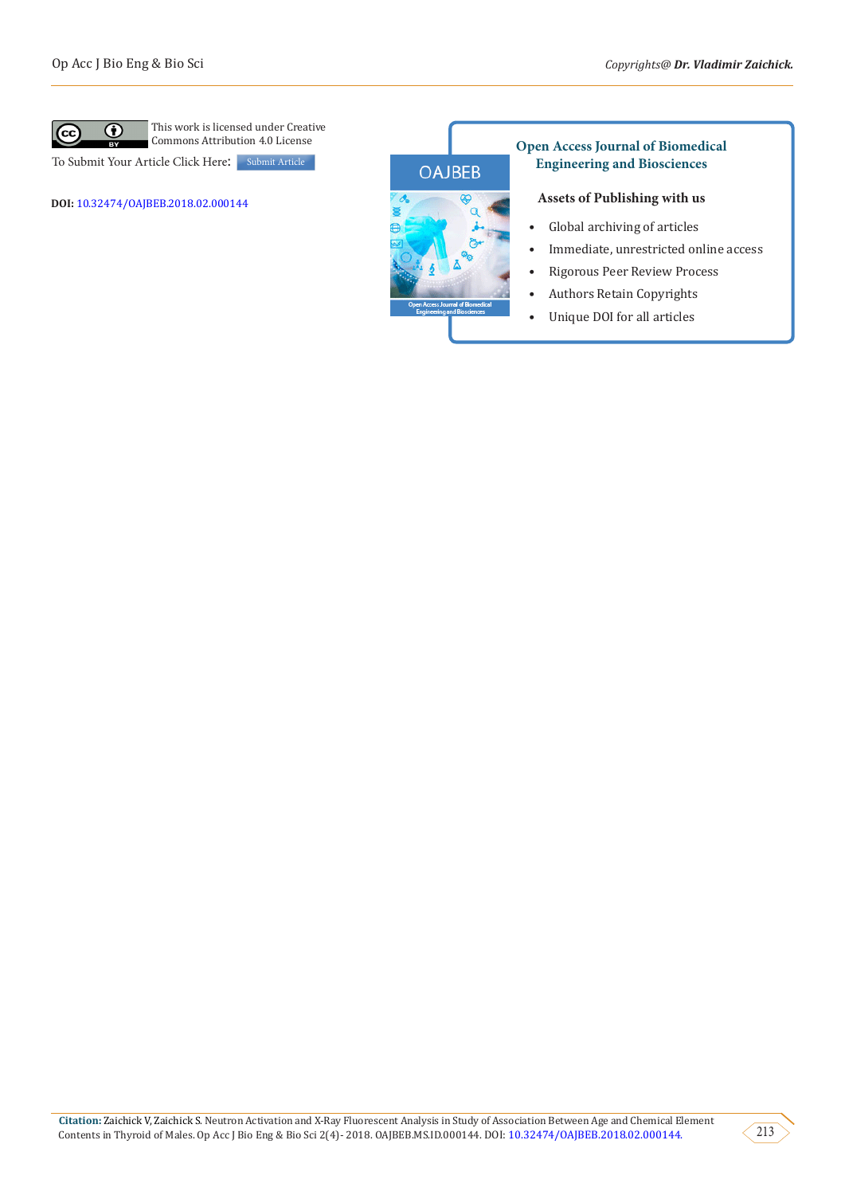This work is licensed under Creative Commons Attribution 4.0 License

To Submit Your Article Click Here: Submit Article

**DOI:** 10.32474/OAJBEB.2018.02.000144

OAJBEB

Open Access Journal of Biomedical Engineering and Biosciences

**Open Access Journal of Biomedical Engineering and Biosciences**

**Assets of Publishing with us**

- Global archiving of articles
- Immediate, unrestricted online access
- Rigorous Peer Review Process
- Authors Retain Copyrights
- Unique DOI for all articles

**Citation:** Zaichick V, Zaichick S. Neutron Activation and X-Ray Fluorescent Analysis in Study of Association Between Age and Chemical Element Contents in Thyroid of Males. Op Acc J Bio Eng & Bio Sci 2(4)- 2018. OAJBEB.MS.ID.000144. DOI: 10.32474/OAJBEB.2018.02.000144.